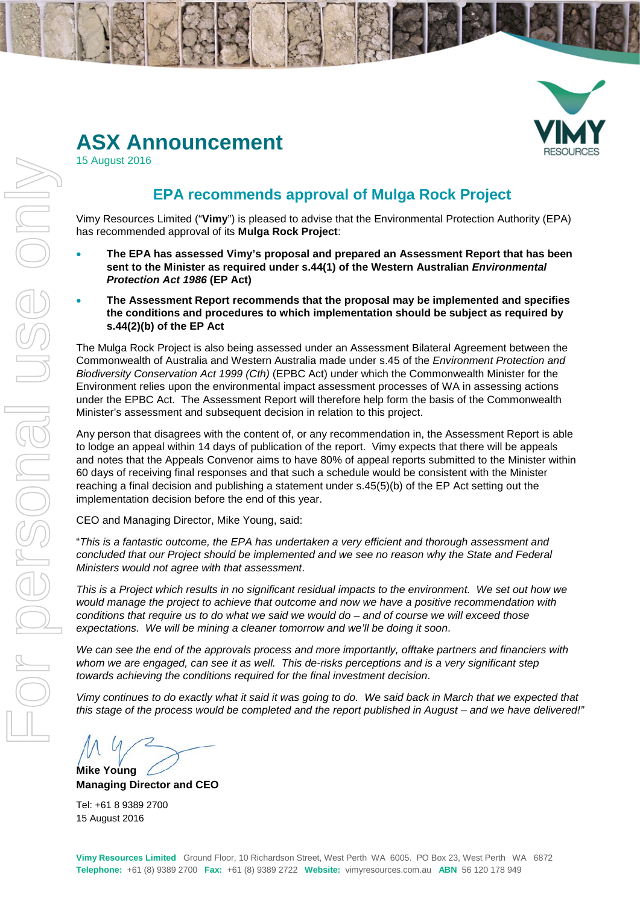# ASX Announcement

15 August 2016

## EPA recommends approval of Mulga Rock Project

Vimy Resources Limited ("**Vimy**") is pleased to advise that the Environmental Protection Authority (EPA) has recommended approval of its **Mulga Rock Project**:

- **The EPA has assessed Vimy's proposal and prepared an Assessment Report that has been sent to the Minister as required under s.44(1) of the Western Australian *Environmental Protection Act 1986* (EP Act)**
- **The Assessment Report recommends that the proposal may be implemented and specifies the conditions and procedures to which implementation should be subject as required by s.44(2)(b) of the EP Act**

The Mulga Rock Project is also being assessed under an Assessment Bilateral Agreement between the Commonwealth of Australia and Western Australia made under s.45 of the *Environment Protection and Biodiversity Conservation Act 1999 (Cth)* (EPBC Act) under which the Commonwealth Minister for the Environment relies upon the environmental impact assessment processes of WA in assessing actions under the EPBC Act. The Assessment Report will therefore help form the basis of the Commonwealth Minister's assessment and subsequent decision in relation to this project.

Any person that disagrees with the content of, or any recommendation in, the Assessment Report is able to lodge an appeal within 14 days of publication of the report. Vimy expects that there will be appeals and notes that the Appeals Convenor aims to have 80% of appeal reports submitted to the Minister within 60 days of receiving final responses and that such a schedule would be consistent with the Minister reaching a final decision and publishing a statement under s.45(5)(b) of the EP Act setting out the implementation decision before the end of this year.

CEO and Managing Director, Mike Young, said:

"*This is a fantastic outcome, the EPA has undertaken a very efficient and thorough assessment and concluded that our Project should be implemented and we see no reason why the State and Federal Ministers would not agree with that assessment*.

*This is a Project which results in no significant residual impacts to the environment. We set out how we would manage the project to achieve that outcome and now we have a positive recommendation with conditions that require us to do what we said we would do – and of course we will exceed those expectations. We will be mining a cleaner tomorrow and we'll be doing it soon.*

*We can see the end of the approvals process and more importantly, offtake partners and financiers with whom we are engaged, can see it as well. This de-risks perceptions and is a very significant step towards achieving the conditions required for the final investment decision*.

*Vimy continues to do exactly what it said it was going to do. We said back in March that we expected that this stage of the process would be completed and the report published in August – and we have delivered!"*

**Mike Young**
**Managing Director and CEO**

Tel: +61 8 9389 2700
15 August 2016

**Vimy Resources Limited** Ground Floor, 10 Richardson Street, West Perth WA 6005. PO Box 23, West Perth WA 6872
**Telephone:** +61 (8) 9389 2700 **Fax:** +61 (8) 9389 2722 **Website:** vimyresources.com.au **ABN** 56 120 178 949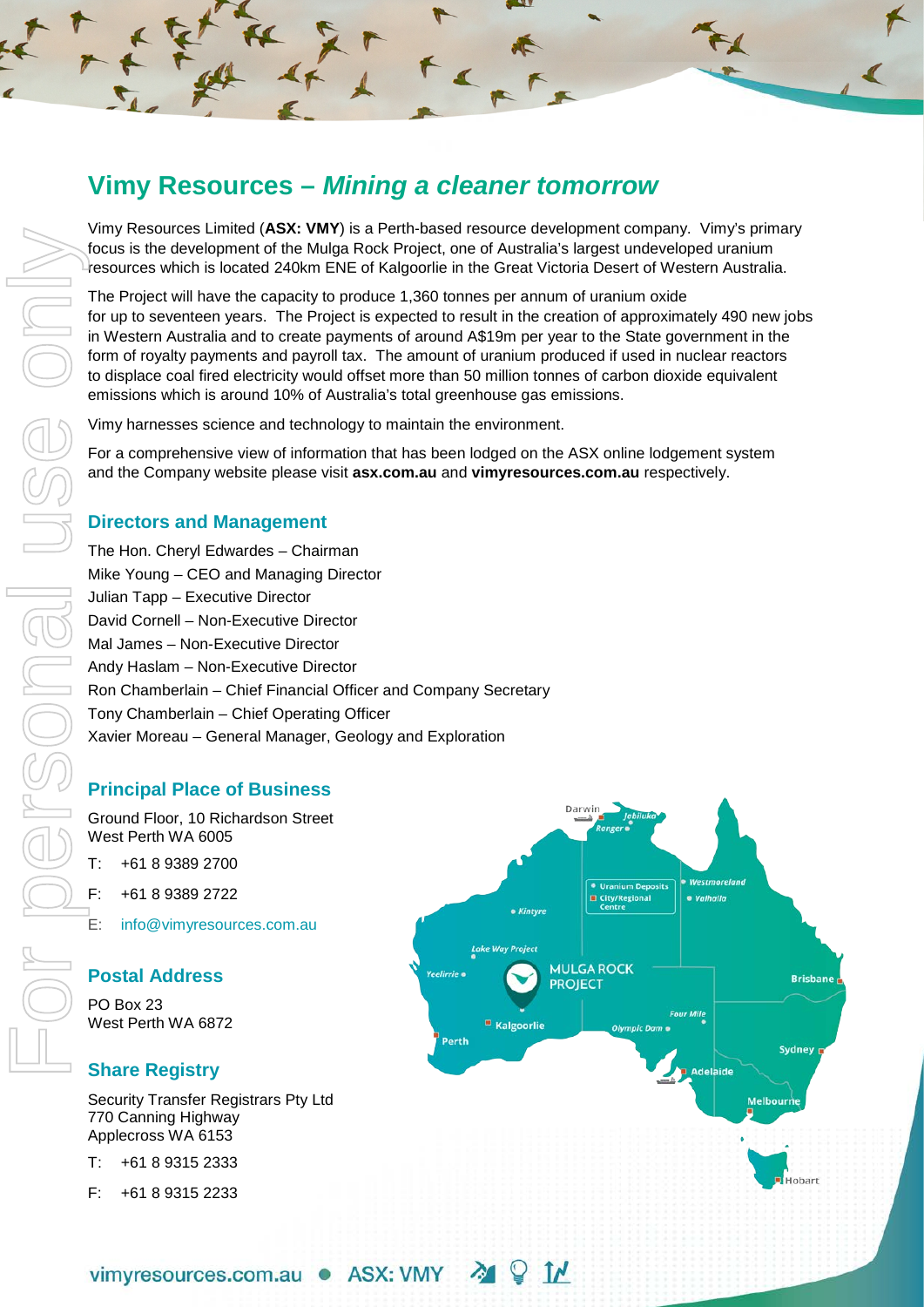# Vimy Resources – *Mining a cleaner tomorrow*

Vimy Resources Limited (**ASX: VMY**) is a Perth-based resource development company. Vimy's primary focus is the development of the Mulga Rock Project, one of Australia's largest undeveloped uranium resources which is located 240km ENE of Kalgoorlie in the Great Victoria Desert of Western Australia.

The Project will have the capacity to produce 1,360 tonnes per annum of uranium oxide for up to seventeen years. The Project is expected to result in the creation of approximately 490 new jobs in Western Australia and to create payments of around A$19m per year to the State government in the form of royalty payments and payroll tax. The amount of uranium produced if used in nuclear reactors to displace coal fired electricity would offset more than 50 million tonnes of carbon dioxide equivalent emissions which is around 10% of Australia's total greenhouse gas emissions.

Vimy harnesses science and technology to maintain the environment.

For a comprehensive view of information that has been lodged on the ASX online lodgement system and the Company website please visit **asx.com.au** and **vimyresources.com.au** respectively.

## Directors and Management

The Hon. Cheryl Edwardes – Chairman
Mike Young – CEO and Managing Director
Julian Tapp – Executive Director
David Cornell – Non-Executive Director
Mal James – Non-Executive Director
Andy Haslam – Non-Executive Director
Ron Chamberlain – Chief Financial Officer and Company Secretary
Tony Chamberlain – Chief Operating Officer
Xavier Moreau – General Manager, Geology and Exploration

## Principal Place of Business

Ground Floor, 10 Richardson Street
West Perth WA 6005

T: +61 8 9389 2700

F: +61 8 9389 2722

E: info@vimyresources.com.au

## Postal Address

PO Box 23
West Perth WA 6872

## Share Registry

Security Transfer Registrars Pty Ltd
770 Canning Highway
Applecross WA 6153

T: +61 8 9315 2333

F: +61 8 9315 2233

Darwin
Jabiluka
Ranger
Uranium Deposits
City/Regional Centre
Westmoreland
Valhalla
Kintyre
Lake Way Project
Yeelirrie
MULGA ROCK PROJECT
Brisbane
Kalgoorlie
Four Mile
Olympic Dam
Perth
Sydney
Adelaide
Melbourne
Hobart